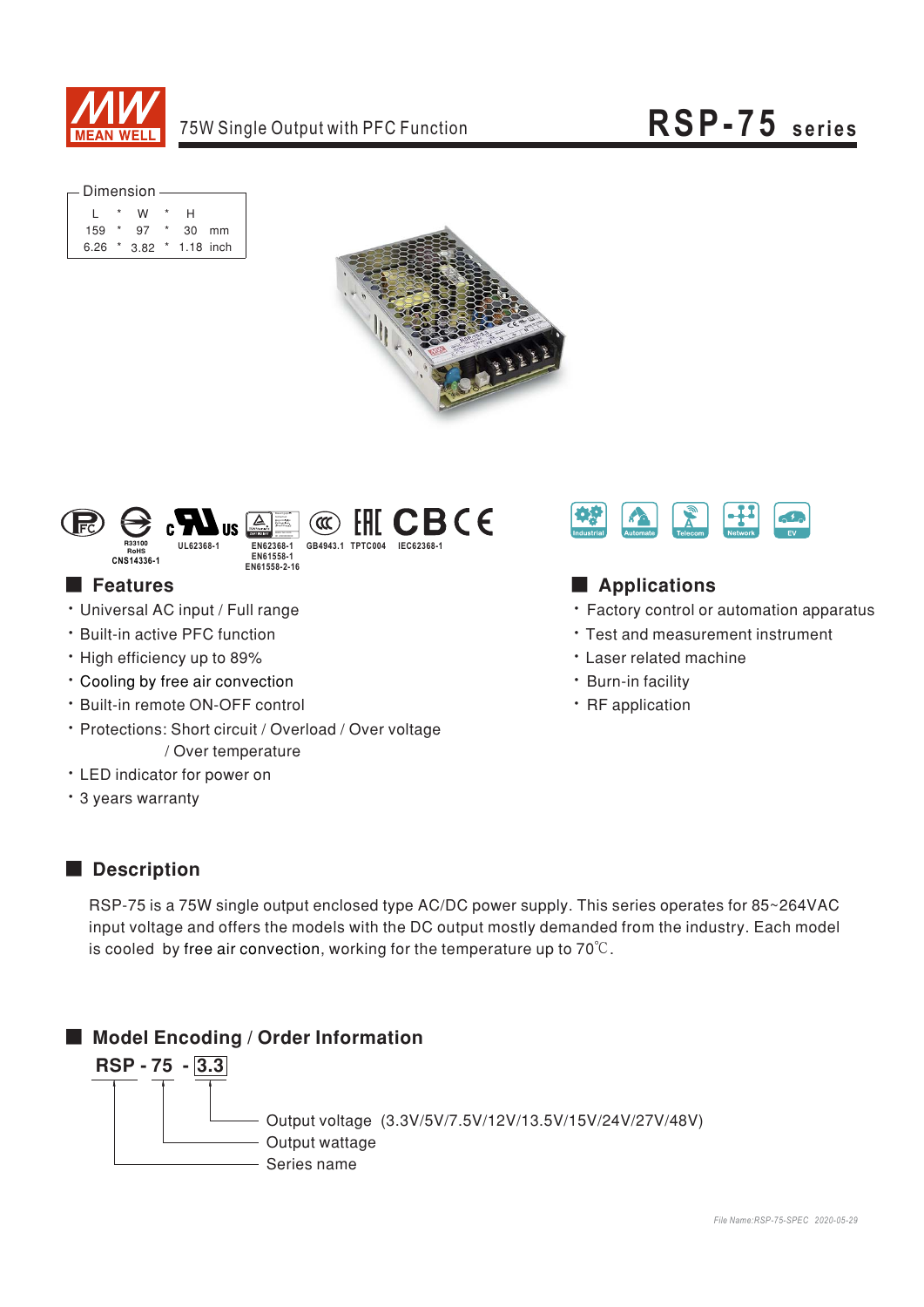# RSP-75 series

75W Single Output with PFC Function

Dimension

| L | * | W | * | H | |
|---|---|---|---|---|---|
| 159 | * | 97 | * | 30 | mm |
| 6.26 | * | 3.82 | * | 1.18 | inch |

R33100 RoHS CNS14336-1 UL62368-1 EN62368-1 EN61558-1 EN61558-2-16 GB4943.1 TPTC004 IEC62368-1

Industrial Automate Telecom Network EV

## Features

- Universal AC input / Full range
- Built-in active PFC function
- High efficiency up to 89%
- Cooling by free air convection
- Built-in remote ON-OFF control
- Protections: Short circuit / Overload / Over voltage / Over temperature
- LED indicator for power on
- 3 years warranty

## Applications

- Factory control or automation apparatus
- Test and measurement instrument
- Laser related machine
- Burn-in facility
- RF application

## Description

RSP-75 is a 75W single output enclosed type AC/DC power supply. This series operates for 85~264VAC input voltage and offers the models with the DC output mostly demanded from the industry. Each model is cooled by free air convection, working for the temperature up to 70℃.

## Model Encoding / Order Information

**RSP - 75 - 3.3**

- 3.3: Output voltage (3.3V/5V/7.5V/12V/13.5V/15V/24V/27V/48V)
- 75: Output wattage
- RSP: Series name

File Name:RSP-75-SPEC 2020-05-29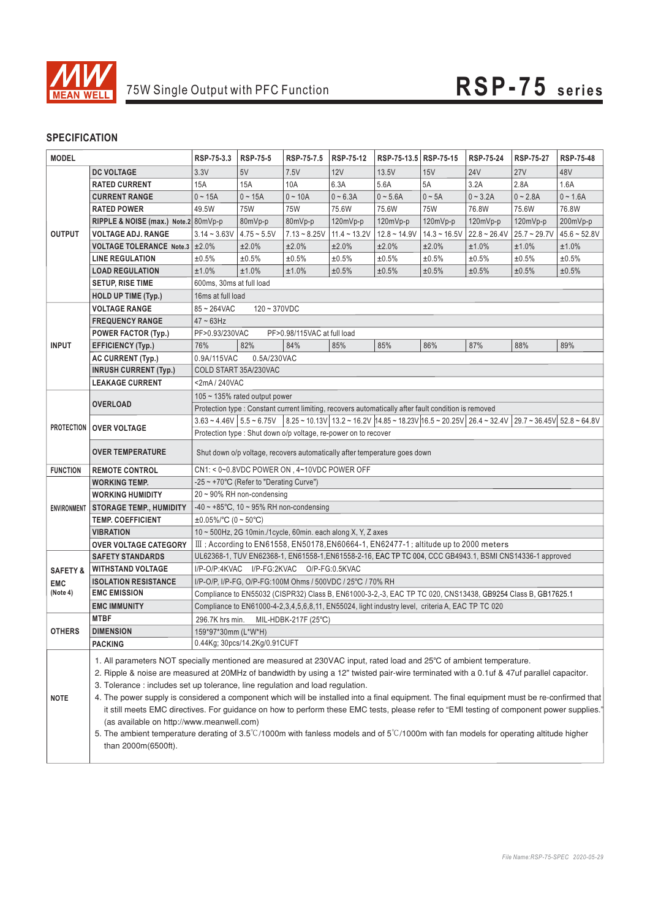# 75W Single Output with PFC Function — RSP-75 series

## SPECIFICATION

| MODEL | | RSP-75-3.3 | RSP-75-5 | RSP-75-7.5 | RSP-75-12 | RSP-75-13.5 | RSP-75-15 | RSP-75-24 | RSP-75-27 | RSP-75-48 |
|---|---|---|---|---|---|---|---|---|---|---|
| OUTPUT | DC VOLTAGE | 3.3V | 5V | 7.5V | 12V | 13.5V | 15V | 24V | 27V | 48V |
| | RATED CURRENT | 15A | 15A | 10A | 6.3A | 5.6A | 5A | 3.2A | 2.8A | 1.6A |
| | CURRENT RANGE | 0 ~ 15A | 0 ~ 15A | 0 ~ 10A | 0 ~ 6.3A | 0 ~ 5.6A | 0 ~ 5A | 0 ~ 3.2A | 0 ~ 2.8A | 0 ~ 1.6A |
| | RATED POWER | 49.5W | 75W | 75W | 75.6W | 75.6W | 75W | 76.8W | 75.6W | 76.8W |
| | RIPPLE & NOISE (max.) Note.2 | 80mVp-p | 80mVp-p | 80mVp-p | 120mVp-p | 120mVp-p | 120mVp-p | 120mVp-p | 120mVp-p | 200mVp-p |
| | VOLTAGE ADJ. RANGE | 3.14 ~ 3.63V | 4.75 ~ 5.5V | 7.13 ~ 8.25V | 11.4 ~ 13.2V | 12.8 ~ 14.9V | 14.3 ~ 16.5V | 22.8 ~ 26.4V | 25.7 ~ 29.7V | 45.6 ~ 52.8V |
| | VOLTAGE TOLERANCE Note.3 | ±2.0% | ±2.0% | ±2.0% | ±2.0% | ±2.0% | ±2.0% | ±1.0% | ±1.0% | ±1.0% |
| | LINE REGULATION | ±0.5% | ±0.5% | ±0.5% | ±0.5% | ±0.5% | ±0.5% | ±0.5% | ±0.5% | ±0.5% |
| | LOAD REGULATION | ±1.0% | ±1.0% | ±1.0% | ±0.5% | ±0.5% | ±0.5% | ±0.5% | ±0.5% | ±0.5% |
| | SETUP, RISE TIME | 600ms, 30ms at full load | | | | | | | | |
| | HOLD UP TIME (Typ.) | 16ms at full load | | | | | | | | |
| INPUT | VOLTAGE RANGE | 85 ~ 264VAC 120 ~ 370VDC | | | | | | | | |
| | FREQUENCY RANGE | 47 ~ 63Hz | | | | | | | | |
| | POWER FACTOR (Typ.) | PF>0.93/230VAC PF>0.98/115VAC at full load | | | | | | | | |
| | EFFICIENCY (Typ.) | 76% | 82% | 84% | 85% | 85% | 86% | 87% | 88% | 89% |
| | AC CURRENT (Typ.) | 0.9A/115VAC 0.5A/230VAC | | | | | | | | |
| | INRUSH CURRENT (Typ.) | COLD START 35A/230VAC | | | | | | | | |
| | LEAKAGE CURRENT | <2mA / 240VAC | | | | | | | | |
| PROTECTION | OVERLOAD | 105 ~ 135% rated output power | | | | | | | | |
| | | Protection type : Constant current limiting, recovers automatically after fault condition is removed | | | | | | | | |
| | OVER VOLTAGE | 3.63 ~ 4.46V | 5.5 ~ 6.75V | 8.25 ~ 10.13V | 13.2 ~ 16.2V | 14.85 ~ 18.23V | 16.5 ~ 20.25V | 26.4 ~ 32.4V | 29.7 ~ 36.45V | 52.8 ~ 64.8V |
| | | Protection type : Shut down o/p voltage, re-power on to recover | | | | | | | | |
| | OVER TEMPERATURE | Shut down o/p voltage, recovers automatically after temperature goes down | | | | | | | | |
| FUNCTION | REMOTE CONTROL | CN1: < 0~0.8VDC POWER ON , 4~10VDC POWER OFF | | | | | | | | |
| ENVIRONMENT | WORKING TEMP. | -25 ~ +70℃ (Refer to "Derating Curve") | | | | | | | | |
| | WORKING HUMIDITY | 20 ~ 90% RH non-condensing | | | | | | | | |
| | STORAGE TEMP., HUMIDITY | -40 ~ +85℃, 10 ~ 95% RH non-condensing | | | | | | | | |
| | TEMP. COEFFICIENT | ±0.05%/℃ (0 ~ 50℃) | | | | | | | | |
| | VIBRATION | 10 ~ 500Hz, 2G 10min./1cycle, 60min. each along X, Y, Z axes | | | | | | | | |
| | OVER VOLTAGE CATEGORY | Ⅲ ; According to EN61558, EN50178,EN60664-1, EN62477-1 ; altitude up to 2000 meters | | | | | | | | |
| SAFETY & EMC (Note 4) | SAFETY STANDARDS | UL62368-1, TUV EN62368-1, EN61558-1,EN61558-2-16, EAC TP TC 004, CCC GB4943.1, BSMI CNS14336-1 approved | | | | | | | | |
| | WITHSTAND VOLTAGE | I/P-O/P:4KVAC I/P-FG:2KVAC O/P-FG:0.5KVAC | | | | | | | | |
| | ISOLATION RESISTANCE | I/P-O/P, I/P-FG, O/P-FG:100M Ohms / 500VDC / 25℃ / 70% RH | | | | | | | | |
| | EMC EMISSION | Compliance to EN55032 (CISPR32) Class B, EN61000-3-2,-3, EAC TP TC 020, CNS13438, GB9254 Class B, GB17625.1 | | | | | | | | |
| | EMC IMMUNITY | Compliance to EN61000-4-2,3,4,5,6,8,11, EN55024, light industry level, criteria A, EAC TP TC 020 | | | | | | | | |
| OTHERS | MTBF | 296.7K hrs min. MIL-HDBK-217F (25℃) | | | | | | | | |
| | DIMENSION | 159*97*30mm (L*W*H) | | | | | | | | |
| | PACKING | 0.44Kg; 30pcs/14.2Kg/0.91CUFT | | | | | | | | |

**NOTE**

1. All parameters NOT specially mentioned are measured at 230VAC input, rated load and 25℃ of ambient temperature.
2. Ripple & noise are measured at 20MHz of bandwidth by using a 12" twisted pair-wire terminated with a 0.1uf & 47uf parallel capacitor.
3. Tolerance : includes set up tolerance, line regulation and load regulation.
4. The power supply is considered a component which will be installed into a final equipment. The final equipment must be re-confirmed that it still meets EMC directives. For guidance on how to perform these EMC tests, please refer to "EMI testing of component power supplies." (as available on http://www.meanwell.com)
5. The ambient temperature derating of 3.5℃/1000m with fanless models and of 5℃/1000m with fan models for operating altitude higher than 2000m(6500ft).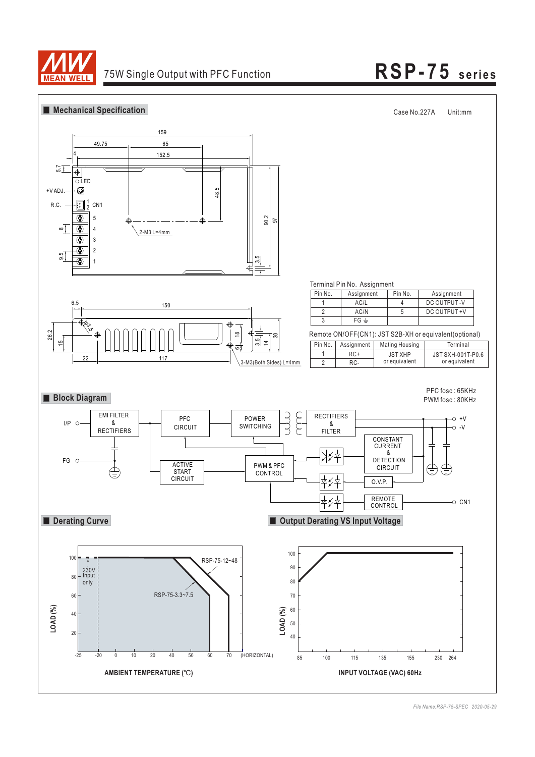## Mechanical Specification

Case No.227A Unit:mm

159
49.75
65
152.5
4
5.7
LED
+V ADJ.
R.C.
1
2
CN1
5
4
3
2
1
8
9.5
48.5
2-M3 L=4mm
90.2
97
3.5

6.5
150
φ3.5
26.2
15
18
6
3.5
14
30
22
117
3-M3(Both Sides) L=4mm

Terminal Pin No. Assignment

| Pin No. | Assignment | Pin No. | Assignment |
|---|---|---|---|
| 1 | AC/L | 4 | DC OUTPUT -V |
| 2 | AC/N | 5 | DC OUTPUT +V |
| 3 | FG ⏚ | | |

Remote ON/OFF(CN1): JST S2B-XH or equivalent(optional)

| Pin No. | Assignment | Mating Housing | Terminal |
|---|---|---|---|
| 1 | RC+ | JST XHP or equivalent | JST SXH-001T-P0.6 or equivalent |
| 2 | RC- | | |

## Block Diagram

PFC fosc : 65KHz
PWM fosc : 80KHz

I/P
FG
EMI FILTER & RECTIFIERS
PFC CIRCUIT
POWER SWITCHING
RECTIFIERS & FILTER
+V
-V
ACTIVE START CIRCUIT
PWM & PFC CONTROL
CONSTANT CURRENT & DETECTION CIRCUIT
O.V.P.
REMOTE CONTROL
CN1

## Derating Curve

100
80
60
40
20
LOAD (%)
230V Input only
RSP-75-12~48
RSP-75-3.3~7.5
-25 -20 0 10 20 30 40 50 60 70 (HORIZONTAL)
AMBIENT TEMPERATURE (℃)

## Output Derating VS Input Voltage

100
90
80
70
60
50
40
LOAD (%)
85 100 115 135 155 230 264
INPUT VOLTAGE (VAC) 60Hz

*File Name:RSP-75-SPEC 2020-05-29*